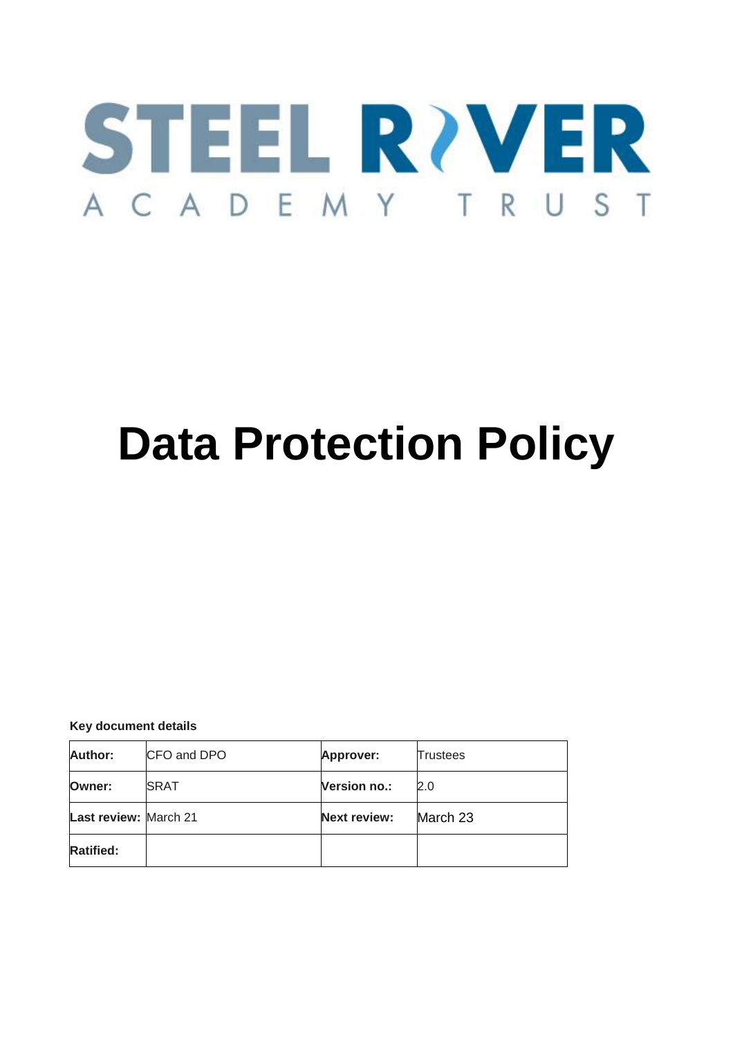STEEL RIVER

ACADEMY TRUST

# Data Protection Policy

**Key document details**

| **Author:** | CFO and DPO | **Approver:** | Trustees |
|---|---|---|---|
| **Owner:** | SRAT | **Version no.:** | 2.0 |
| **Last review:** | March 21 | **Next review:** | March 23 |
| **Ratified:** | | | |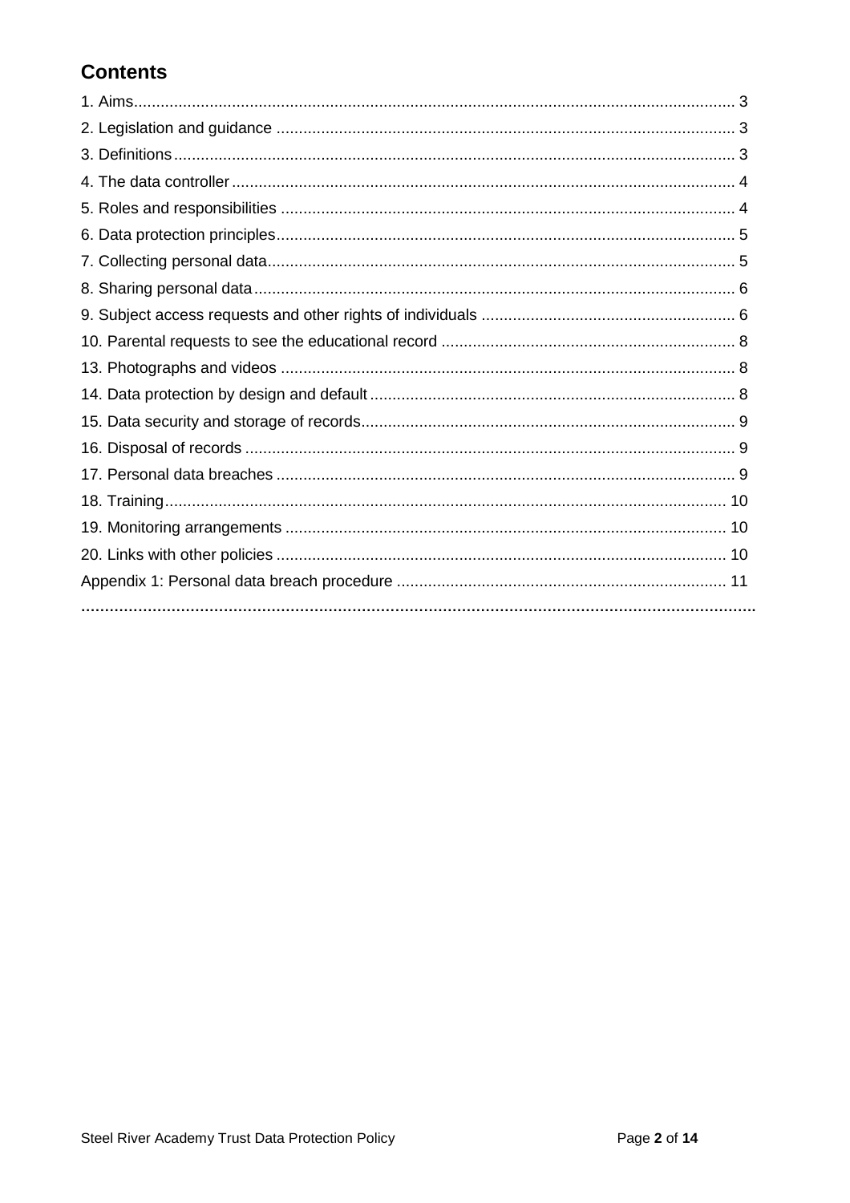## Contents

1. Aims ........................................................................................................................ 3
2. Legislation and guidance ....................................................................................... 3
3. Definitions .............................................................................................................. 3
4. The data controller ................................................................................................. 4
5. Roles and responsibilities ...................................................................................... 4
6. Data protection principles ....................................................................................... 5
7. Collecting personal data ......................................................................................... 5
8. Sharing personal data ............................................................................................ 6
9. Subject access requests and other rights of individuals ......................................... 6
10. Parental requests to see the educational record .................................................. 8
13. Photographs and videos ...................................................................................... 8
14. Data protection by design and default .................................................................. 8
15. Data security and storage of records .................................................................... 9
16. Disposal of records .............................................................................................. 9
17. Personal data breaches ....................................................................................... 9
18. Training .............................................................................................................. 10
19. Monitoring arrangements ................................................................................... 10
20. Links with other policies ..................................................................................... 10

Appendix 1: Personal data breach procedure .......................................................... 11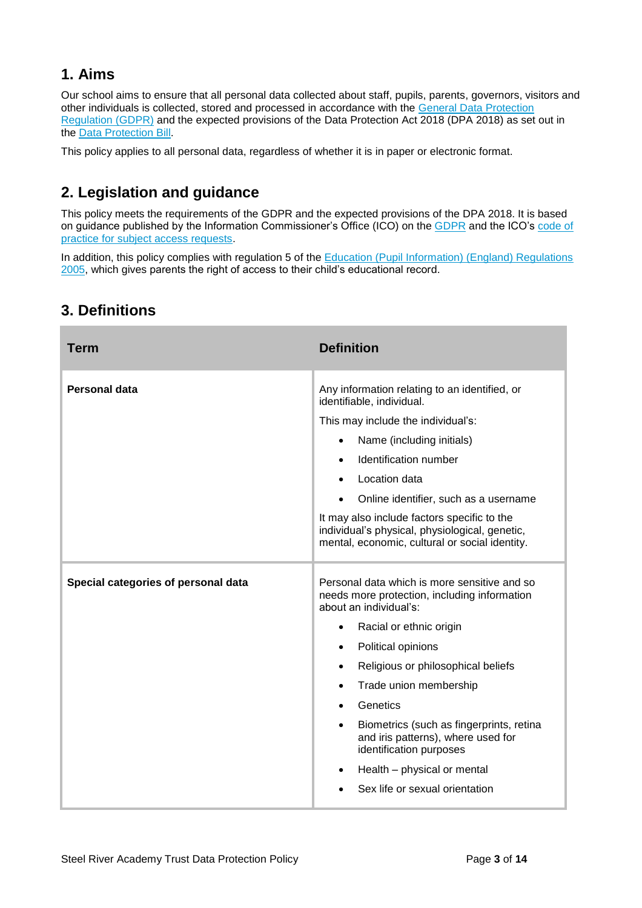## 1. Aims

Our school aims to ensure that all personal data collected about staff, pupils, parents, governors, visitors and other individuals is collected, stored and processed in accordance with the General Data Protection Regulation (GDPR) and the expected provisions of the Data Protection Act 2018 (DPA 2018) as set out in the Data Protection Bill.

This policy applies to all personal data, regardless of whether it is in paper or electronic format.

## 2. Legislation and guidance

This policy meets the requirements of the GDPR and the expected provisions of the DPA 2018. It is based on guidance published by the Information Commissioner's Office (ICO) on the GDPR and the ICO's code of practice for subject access requests.

In addition, this policy complies with regulation 5 of the Education (Pupil Information) (England) Regulations 2005, which gives parents the right of access to their child's educational record.

## 3. Definitions

| Term | Definition |
|---|---|
| **Personal data** | Any information relating to an identified, or identifiable, individual.<br>This may include the individual's:<br>• Name (including initials)<br>• Identification number<br>• Location data<br>• Online identifier, such as a username<br>It may also include factors specific to the individual's physical, physiological, genetic, mental, economic, cultural or social identity. |
| **Special categories of personal data** | Personal data which is more sensitive and so needs more protection, including information about an individual's:<br>• Racial or ethnic origin<br>• Political opinions<br>• Religious or philosophical beliefs<br>• Trade union membership<br>• Genetics<br>• Biometrics (such as fingerprints, retina and iris patterns), where used for identification purposes<br>• Health – physical or mental<br>• Sex life or sexual orientation |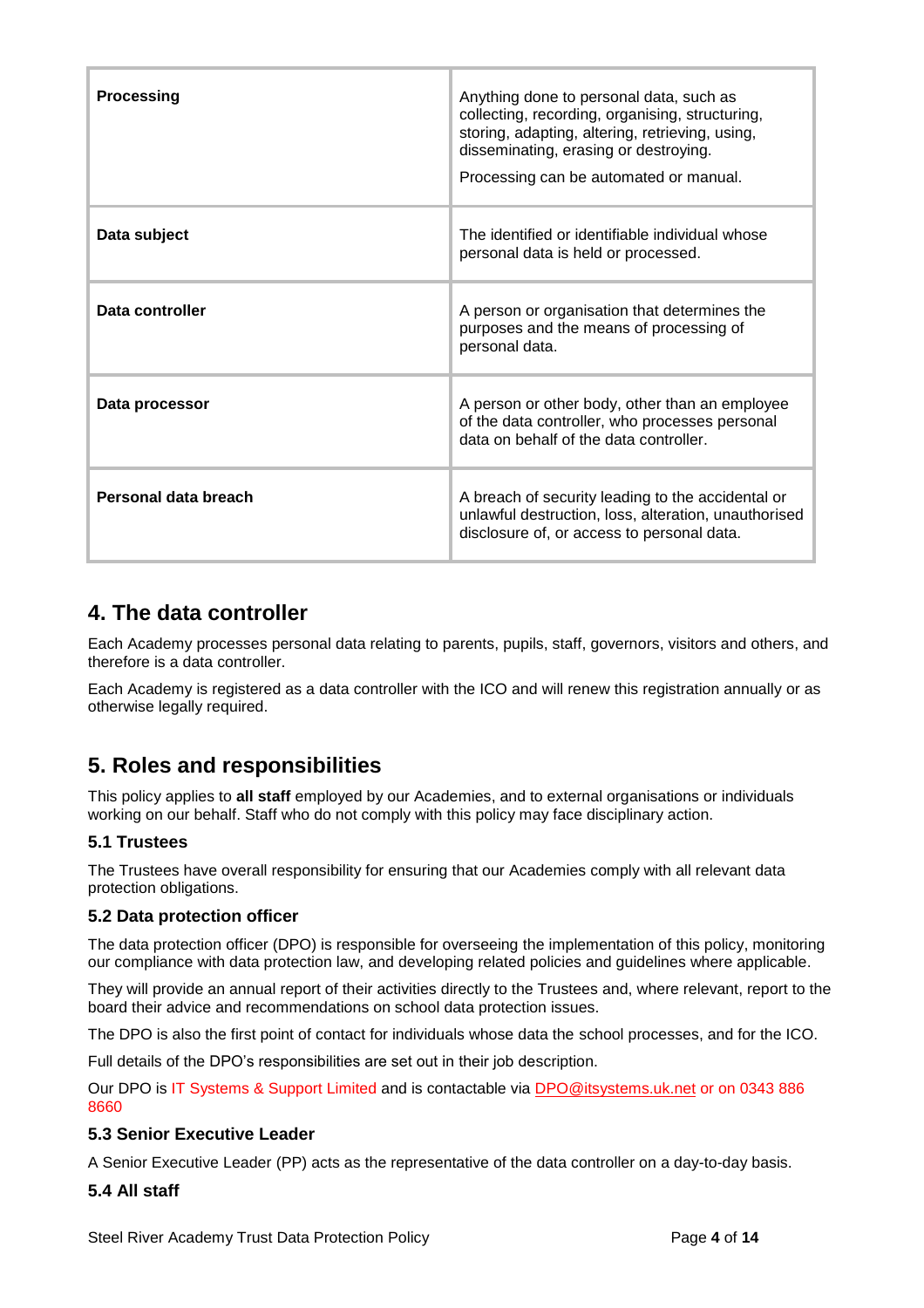| Term | Definition |
| --- | --- |
| **Processing** | Anything done to personal data, such as collecting, recording, organising, structuring, storing, adapting, altering, retrieving, using, disseminating, erasing or destroying. Processing can be automated or manual. |
| **Data subject** | The identified or identifiable individual whose personal data is held or processed. |
| **Data controller** | A person or organisation that determines the purposes and the means of processing of personal data. |
| **Data processor** | A person or other body, other than an employee of the data controller, who processes personal data on behalf of the data controller. |
| **Personal data breach** | A breach of security leading to the accidental or unlawful destruction, loss, alteration, unauthorised disclosure of, or access to personal data. |

## 4. The data controller

Each Academy processes personal data relating to parents, pupils, staff, governors, visitors and others, and therefore is a data controller.

Each Academy is registered as a data controller with the ICO and will renew this registration annually or as otherwise legally required.

## 5. Roles and responsibilities

This policy applies to **all staff** employed by our Academies, and to external organisations or individuals working on our behalf. Staff who do not comply with this policy may face disciplinary action.

### 5.1 Trustees

The Trustees have overall responsibility for ensuring that our Academies comply with all relevant data protection obligations.

### 5.2 Data protection officer

The data protection officer (DPO) is responsible for overseeing the implementation of this policy, monitoring our compliance with data protection law, and developing related policies and guidelines where applicable.

They will provide an annual report of their activities directly to the Trustees and, where relevant, report to the board their advice and recommendations on school data protection issues.

The DPO is also the first point of contact for individuals whose data the school processes, and for the ICO.

Full details of the DPO's responsibilities are set out in their job description.

Our DPO is IT Systems & Support Limited and is contactable via DPO@itsystems.uk.net or on 0343 886 8660

### 5.3 Senior Executive Leader

A Senior Executive Leader (PP) acts as the representative of the data controller on a day-to-day basis.

### 5.4 All staff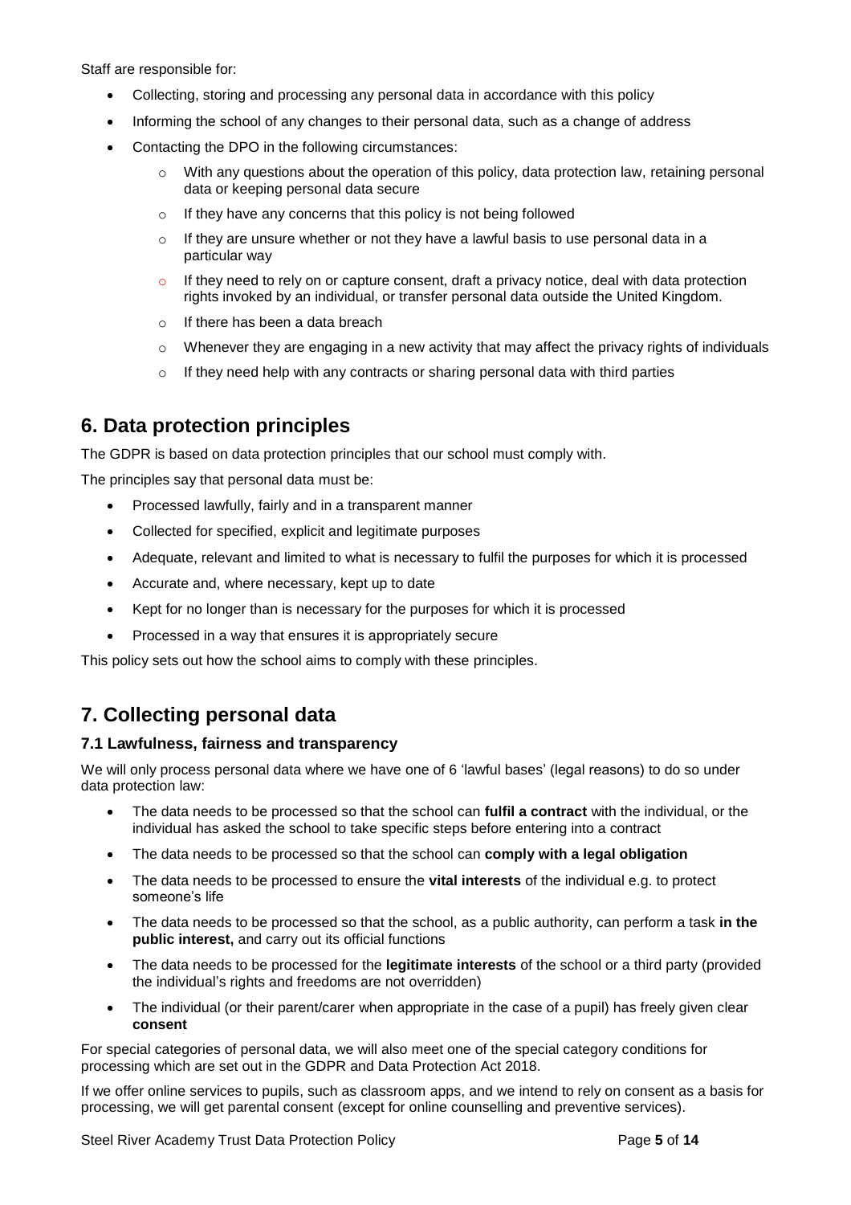Staff are responsible for:

- Collecting, storing and processing any personal data in accordance with this policy
- Informing the school of any changes to their personal data, such as a change of address
- Contacting the DPO in the following circumstances:
    - With any questions about the operation of this policy, data protection law, retaining personal data or keeping personal data secure
    - If they have any concerns that this policy is not being followed
    - If they are unsure whether or not they have a lawful basis to use personal data in a particular way
    - If they need to rely on or capture consent, draft a privacy notice, deal with data protection rights invoked by an individual, or transfer personal data outside the United Kingdom.
    - If there has been a data breach
    - Whenever they are engaging in a new activity that may affect the privacy rights of individuals
    - If they need help with any contracts or sharing personal data with third parties

## 6. Data protection principles

The GDPR is based on data protection principles that our school must comply with.

The principles say that personal data must be:

- Processed lawfully, fairly and in a transparent manner
- Collected for specified, explicit and legitimate purposes
- Adequate, relevant and limited to what is necessary to fulfil the purposes for which it is processed
- Accurate and, where necessary, kept up to date
- Kept for no longer than is necessary for the purposes for which it is processed
- Processed in a way that ensures it is appropriately secure

This policy sets out how the school aims to comply with these principles.

## 7. Collecting personal data

### 7.1 Lawfulness, fairness and transparency

We will only process personal data where we have one of 6 'lawful bases' (legal reasons) to do so under data protection law:

- The data needs to be processed so that the school can **fulfil a contract** with the individual, or the individual has asked the school to take specific steps before entering into a contract
- The data needs to be processed so that the school can **comply with a legal obligation**
- The data needs to be processed to ensure the **vital interests** of the individual e.g. to protect someone's life
- The data needs to be processed so that the school, as a public authority, can perform a task **in the public interest,** and carry out its official functions
- The data needs to be processed for the **legitimate interests** of the school or a third party (provided the individual's rights and freedoms are not overridden)
- The individual (or their parent/carer when appropriate in the case of a pupil) has freely given clear **consent**

For special categories of personal data, we will also meet one of the special category conditions for processing which are set out in the GDPR and Data Protection Act 2018.

If we offer online services to pupils, such as classroom apps, and we intend to rely on consent as a basis for processing, we will get parental consent (except for online counselling and preventive services).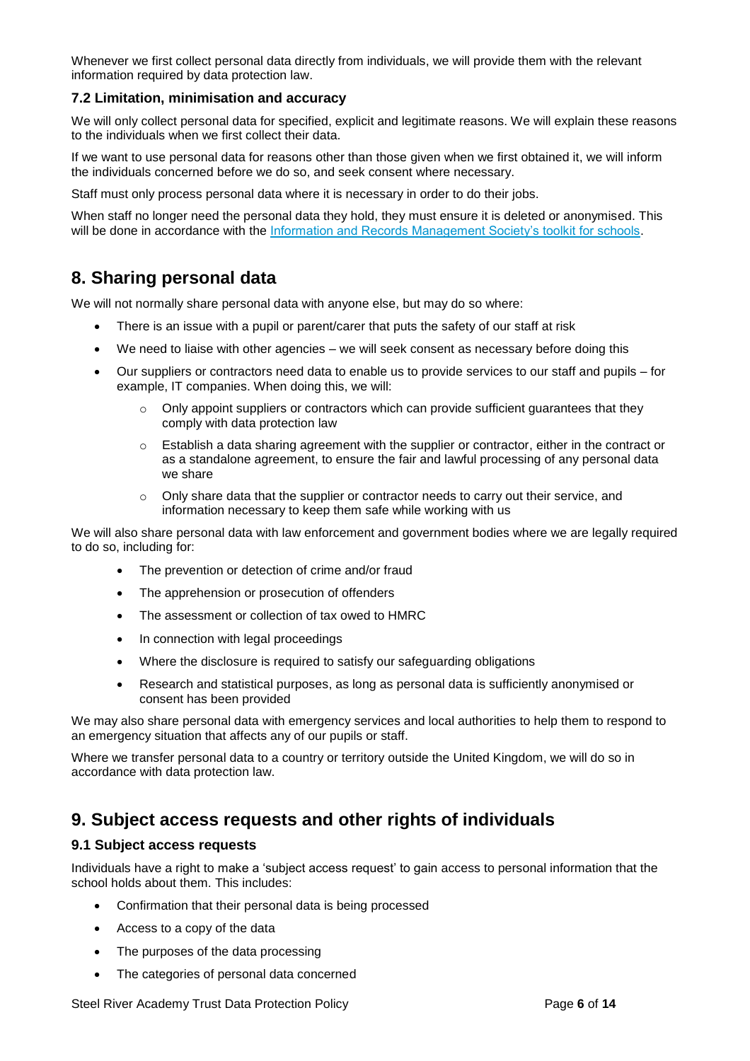Whenever we first collect personal data directly from individuals, we will provide them with the relevant information required by data protection law.

### 7.2 Limitation, minimisation and accuracy

We will only collect personal data for specified, explicit and legitimate reasons. We will explain these reasons to the individuals when we first collect their data.

If we want to use personal data for reasons other than those given when we first obtained it, we will inform the individuals concerned before we do so, and seek consent where necessary.

Staff must only process personal data where it is necessary in order to do their jobs.

When staff no longer need the personal data they hold, they must ensure it is deleted or anonymised. This will be done in accordance with the [Information and Records Management Society's toolkit for schools](#).

## 8. Sharing personal data

We will not normally share personal data with anyone else, but may do so where:

- There is an issue with a pupil or parent/carer that puts the safety of our staff at risk
- We need to liaise with other agencies – we will seek consent as necessary before doing this
- Our suppliers or contractors need data to enable us to provide services to our staff and pupils – for example, IT companies. When doing this, we will:
  - Only appoint suppliers or contractors which can provide sufficient guarantees that they comply with data protection law
  - Establish a data sharing agreement with the supplier or contractor, either in the contract or as a standalone agreement, to ensure the fair and lawful processing of any personal data we share
  - Only share data that the supplier or contractor needs to carry out their service, and information necessary to keep them safe while working with us

We will also share personal data with law enforcement and government bodies where we are legally required to do so, including for:

- The prevention or detection of crime and/or fraud
- The apprehension or prosecution of offenders
- The assessment or collection of tax owed to HMRC
- In connection with legal proceedings
- Where the disclosure is required to satisfy our safeguarding obligations
- Research and statistical purposes, as long as personal data is sufficiently anonymised or consent has been provided

We may also share personal data with emergency services and local authorities to help them to respond to an emergency situation that affects any of our pupils or staff.

Where we transfer personal data to a country or territory outside the United Kingdom, we will do so in accordance with data protection law.

## 9. Subject access requests and other rights of individuals

### 9.1 Subject access requests

Individuals have a right to make a 'subject access request' to gain access to personal information that the school holds about them. This includes:

- Confirmation that their personal data is being processed
- Access to a copy of the data
- The purposes of the data processing
- The categories of personal data concerned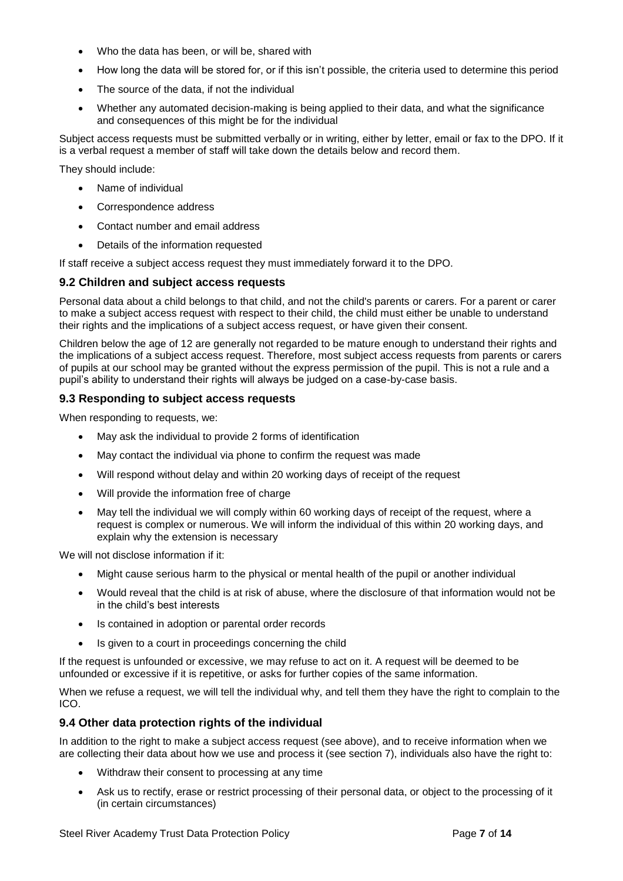- Who the data has been, or will be, shared with
- How long the data will be stored for, or if this isn't possible, the criteria used to determine this period
- The source of the data, if not the individual
- Whether any automated decision-making is being applied to their data, and what the significance and consequences of this might be for the individual

Subject access requests must be submitted verbally or in writing, either by letter, email or fax to the DPO. If it is a verbal request a member of staff will take down the details below and record them.

They should include:

- Name of individual
- Correspondence address
- Contact number and email address
- Details of the information requested

If staff receive a subject access request they must immediately forward it to the DPO.

### 9.2 Children and subject access requests

Personal data about a child belongs to that child, and not the child's parents or carers. For a parent or carer to make a subject access request with respect to their child, the child must either be unable to understand their rights and the implications of a subject access request, or have given their consent.

Children below the age of 12 are generally not regarded to be mature enough to understand their rights and the implications of a subject access request. Therefore, most subject access requests from parents or carers of pupils at our school may be granted without the express permission of the pupil. This is not a rule and a pupil's ability to understand their rights will always be judged on a case-by-case basis.

### 9.3 Responding to subject access requests

When responding to requests, we:

- May ask the individual to provide 2 forms of identification
- May contact the individual via phone to confirm the request was made
- Will respond without delay and within 20 working days of receipt of the request
- Will provide the information free of charge
- May tell the individual we will comply within 60 working days of receipt of the request, where a request is complex or numerous. We will inform the individual of this within 20 working days, and explain why the extension is necessary

We will not disclose information if it:

- Might cause serious harm to the physical or mental health of the pupil or another individual
- Would reveal that the child is at risk of abuse, where the disclosure of that information would not be in the child's best interests
- Is contained in adoption or parental order records
- Is given to a court in proceedings concerning the child

If the request is unfounded or excessive, we may refuse to act on it. A request will be deemed to be unfounded or excessive if it is repetitive, or asks for further copies of the same information.

When we refuse a request, we will tell the individual why, and tell them they have the right to complain to the ICO.

### 9.4 Other data protection rights of the individual

In addition to the right to make a subject access request (see above), and to receive information when we are collecting their data about how we use and process it (see section 7), individuals also have the right to:

- Withdraw their consent to processing at any time
- Ask us to rectify, erase or restrict processing of their personal data, or object to the processing of it (in certain circumstances)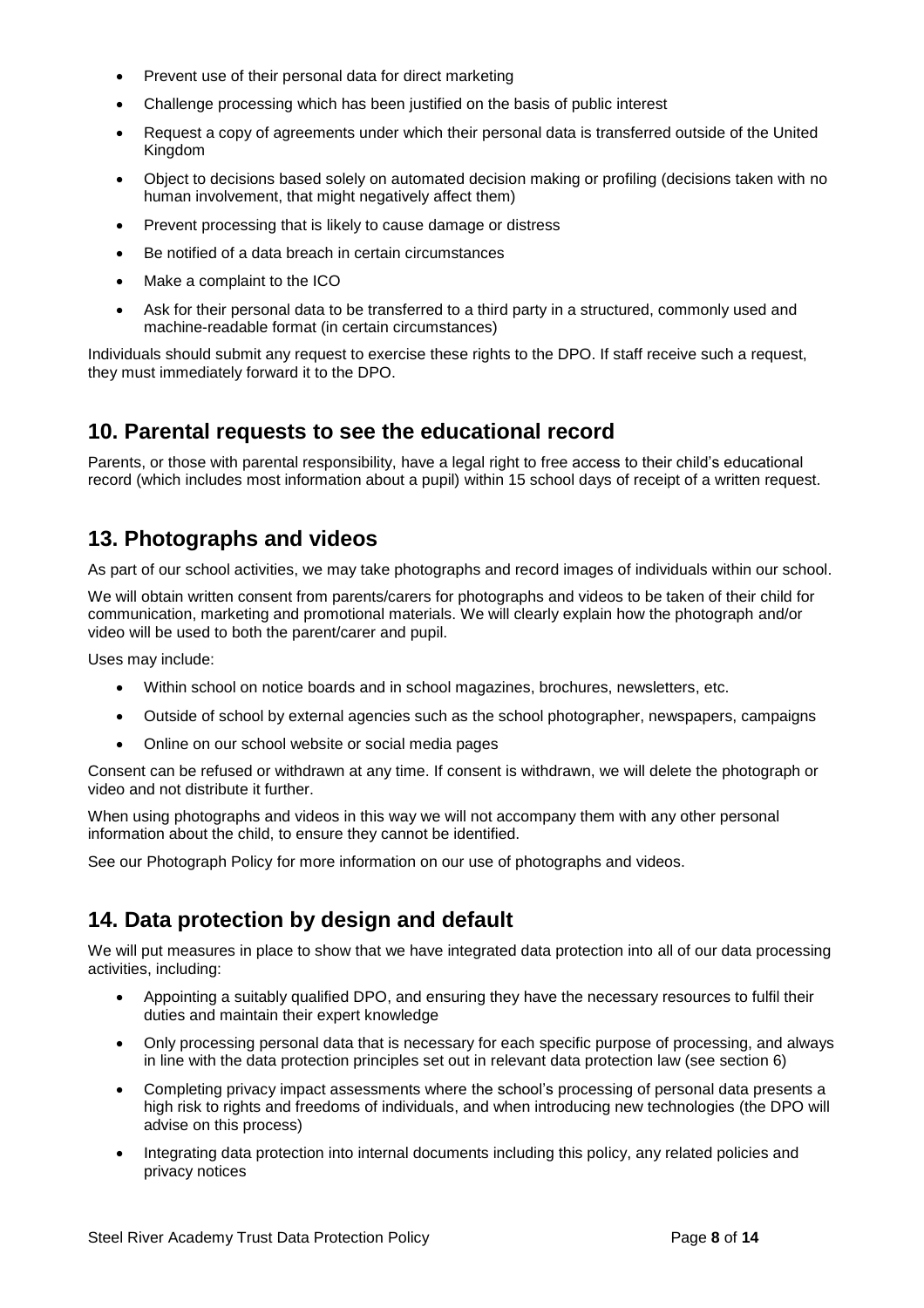- Prevent use of their personal data for direct marketing
- Challenge processing which has been justified on the basis of public interest
- Request a copy of agreements under which their personal data is transferred outside of the United Kingdom
- Object to decisions based solely on automated decision making or profiling (decisions taken with no human involvement, that might negatively affect them)
- Prevent processing that is likely to cause damage or distress
- Be notified of a data breach in certain circumstances
- Make a complaint to the ICO
- Ask for their personal data to be transferred to a third party in a structured, commonly used and machine-readable format (in certain circumstances)

Individuals should submit any request to exercise these rights to the DPO. If staff receive such a request, they must immediately forward it to the DPO.

## 10. Parental requests to see the educational record

Parents, or those with parental responsibility, have a legal right to free access to their child's educational record (which includes most information about a pupil) within 15 school days of receipt of a written request.

## 13. Photographs and videos

As part of our school activities, we may take photographs and record images of individuals within our school.

We will obtain written consent from parents/carers for photographs and videos to be taken of their child for communication, marketing and promotional materials. We will clearly explain how the photograph and/or video will be used to both the parent/carer and pupil.

Uses may include:

- Within school on notice boards and in school magazines, brochures, newsletters, etc.
- Outside of school by external agencies such as the school photographer, newspapers, campaigns
- Online on our school website or social media pages

Consent can be refused or withdrawn at any time. If consent is withdrawn, we will delete the photograph or video and not distribute it further.

When using photographs and videos in this way we will not accompany them with any other personal information about the child, to ensure they cannot be identified.

See our Photograph Policy for more information on our use of photographs and videos.

## 14. Data protection by design and default

We will put measures in place to show that we have integrated data protection into all of our data processing activities, including:

- Appointing a suitably qualified DPO, and ensuring they have the necessary resources to fulfil their duties and maintain their expert knowledge
- Only processing personal data that is necessary for each specific purpose of processing, and always in line with the data protection principles set out in relevant data protection law (see section 6)
- Completing privacy impact assessments where the school's processing of personal data presents a high risk to rights and freedoms of individuals, and when introducing new technologies (the DPO will advise on this process)
- Integrating data protection into internal documents including this policy, any related policies and privacy notices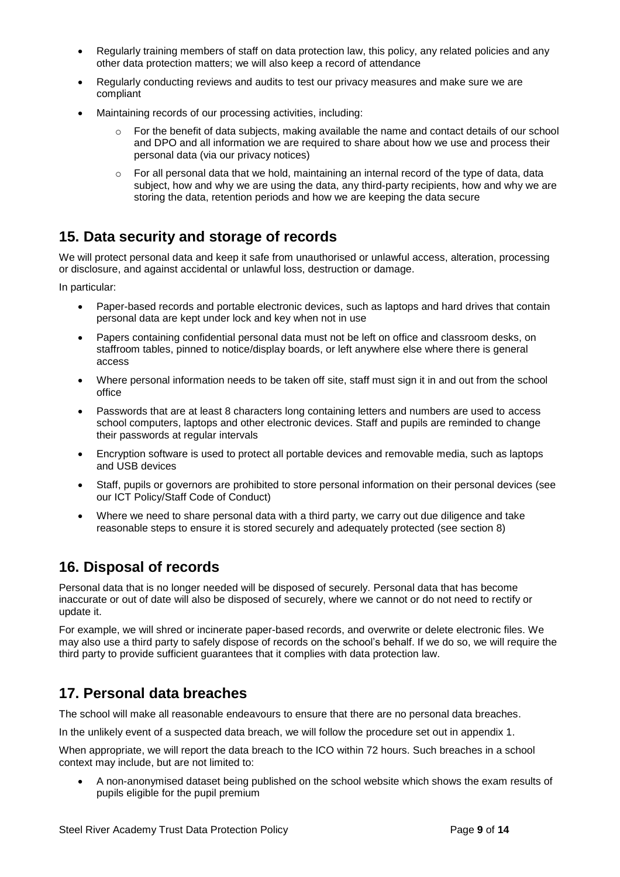- Regularly training members of staff on data protection law, this policy, any related policies and any other data protection matters; we will also keep a record of attendance
- Regularly conducting reviews and audits to test our privacy measures and make sure we are compliant
- Maintaining records of our processing activities, including:
    - For the benefit of data subjects, making available the name and contact details of our school and DPO and all information we are required to share about how we use and process their personal data (via our privacy notices)
    - For all personal data that we hold, maintaining an internal record of the type of data, data subject, how and why we are using the data, any third-party recipients, how and why we are storing the data, retention periods and how we are keeping the data secure

## 15. Data security and storage of records

We will protect personal data and keep it safe from unauthorised or unlawful access, alteration, processing or disclosure, and against accidental or unlawful loss, destruction or damage.

In particular:

- Paper-based records and portable electronic devices, such as laptops and hard drives that contain personal data are kept under lock and key when not in use
- Papers containing confidential personal data must not be left on office and classroom desks, on staffroom tables, pinned to notice/display boards, or left anywhere else where there is general access
- Where personal information needs to be taken off site, staff must sign it in and out from the school office
- Passwords that are at least 8 characters long containing letters and numbers are used to access school computers, laptops and other electronic devices. Staff and pupils are reminded to change their passwords at regular intervals
- Encryption software is used to protect all portable devices and removable media, such as laptops and USB devices
- Staff, pupils or governors are prohibited to store personal information on their personal devices (see our ICT Policy/Staff Code of Conduct)
- Where we need to share personal data with a third party, we carry out due diligence and take reasonable steps to ensure it is stored securely and adequately protected (see section 8)

## 16. Disposal of records

Personal data that is no longer needed will be disposed of securely. Personal data that has become inaccurate or out of date will also be disposed of securely, where we cannot or do not need to rectify or update it.

For example, we will shred or incinerate paper-based records, and overwrite or delete electronic files. We may also use a third party to safely dispose of records on the school's behalf. If we do so, we will require the third party to provide sufficient guarantees that it complies with data protection law.

## 17. Personal data breaches

The school will make all reasonable endeavours to ensure that there are no personal data breaches.

In the unlikely event of a suspected data breach, we will follow the procedure set out in appendix 1.

When appropriate, we will report the data breach to the ICO within 72 hours. Such breaches in a school context may include, but are not limited to:

- A non-anonymised dataset being published on the school website which shows the exam results of pupils eligible for the pupil premium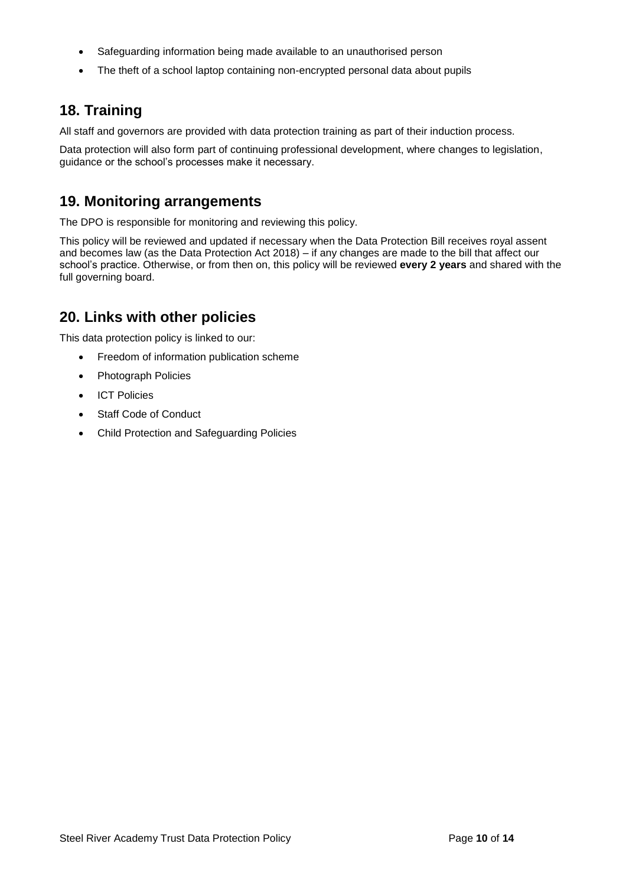- Safeguarding information being made available to an unauthorised person
- The theft of a school laptop containing non-encrypted personal data about pupils

## 18. Training

All staff and governors are provided with data protection training as part of their induction process.

Data protection will also form part of continuing professional development, where changes to legislation, guidance or the school's processes make it necessary.

## 19. Monitoring arrangements

The DPO is responsible for monitoring and reviewing this policy.

This policy will be reviewed and updated if necessary when the Data Protection Bill receives royal assent and becomes law (as the Data Protection Act 2018) – if any changes are made to the bill that affect our school's practice. Otherwise, or from then on, this policy will be reviewed **every 2 years** and shared with the full governing board.

## 20. Links with other policies

This data protection policy is linked to our:

- Freedom of information publication scheme
- Photograph Policies
- ICT Policies
- Staff Code of Conduct
- Child Protection and Safeguarding Policies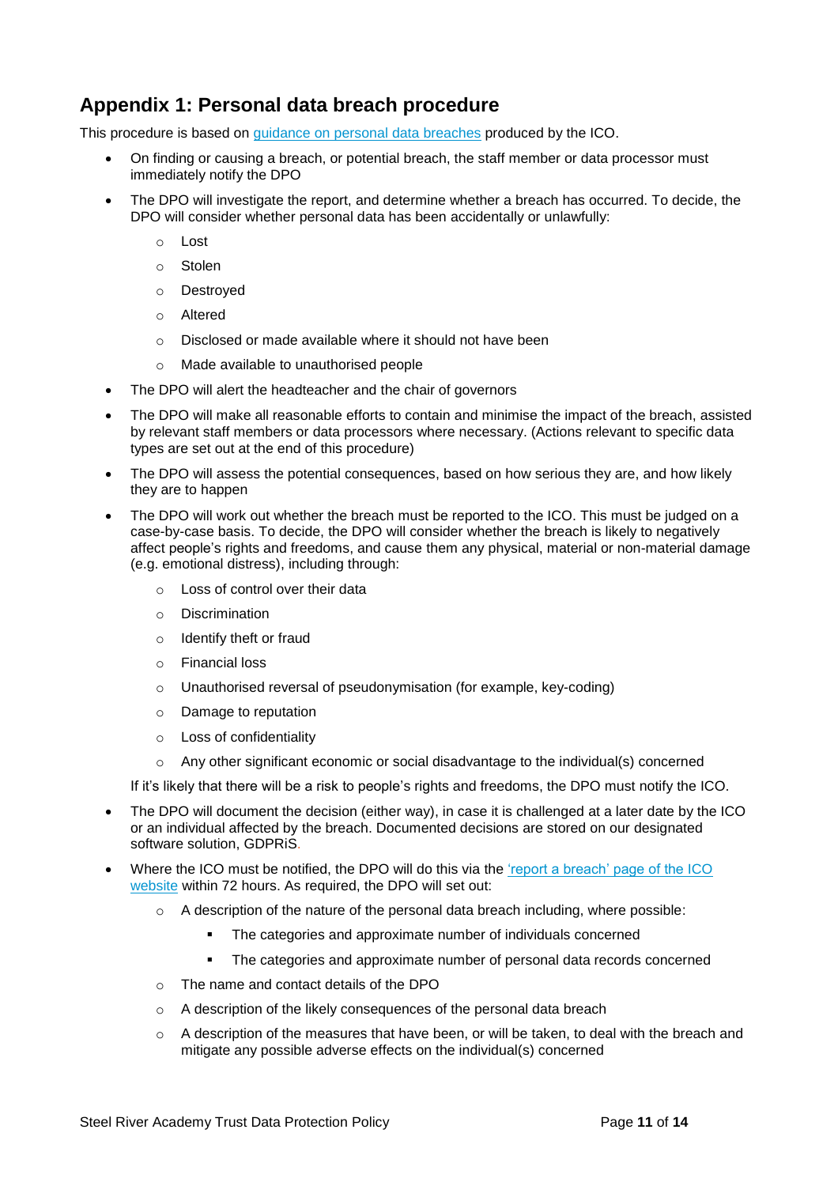## Appendix 1: Personal data breach procedure

This procedure is based on [guidance on personal data breaches](#) produced by the ICO.

- On finding or causing a breach, or potential breach, the staff member or data processor must immediately notify the DPO
- The DPO will investigate the report, and determine whether a breach has occurred. To decide, the DPO will consider whether personal data has been accidentally or unlawfully:
  - Lost
  - Stolen
  - Destroyed
  - Altered
  - Disclosed or made available where it should not have been
  - Made available to unauthorised people
- The DPO will alert the headteacher and the chair of governors
- The DPO will make all reasonable efforts to contain and minimise the impact of the breach, assisted by relevant staff members or data processors where necessary. (Actions relevant to specific data types are set out at the end of this procedure)
- The DPO will assess the potential consequences, based on how serious they are, and how likely they are to happen
- The DPO will work out whether the breach must be reported to the ICO. This must be judged on a case-by-case basis. To decide, the DPO will consider whether the breach is likely to negatively affect people's rights and freedoms, and cause them any physical, material or non-material damage (e.g. emotional distress), including through:
  - Loss of control over their data
  - Discrimination
  - Identify theft or fraud
  - Financial loss
  - Unauthorised reversal of pseudonymisation (for example, key-coding)
  - Damage to reputation
  - Loss of confidentiality
  - Any other significant economic or social disadvantage to the individual(s) concerned

  If it's likely that there will be a risk to people's rights and freedoms, the DPO must notify the ICO.
- The DPO will document the decision (either way), in case it is challenged at a later date by the ICO or an individual affected by the breach. Documented decisions are stored on our designated software solution, GDPRiS.
- Where the ICO must be notified, the DPO will do this via the ['report a breach' page of the ICO website](#) within 72 hours. As required, the DPO will set out:
  - A description of the nature of the personal data breach including, where possible:
    - The categories and approximate number of individuals concerned
    - The categories and approximate number of personal data records concerned
  - The name and contact details of the DPO
  - A description of the likely consequences of the personal data breach
  - A description of the measures that have been, or will be taken, to deal with the breach and mitigate any possible adverse effects on the individual(s) concerned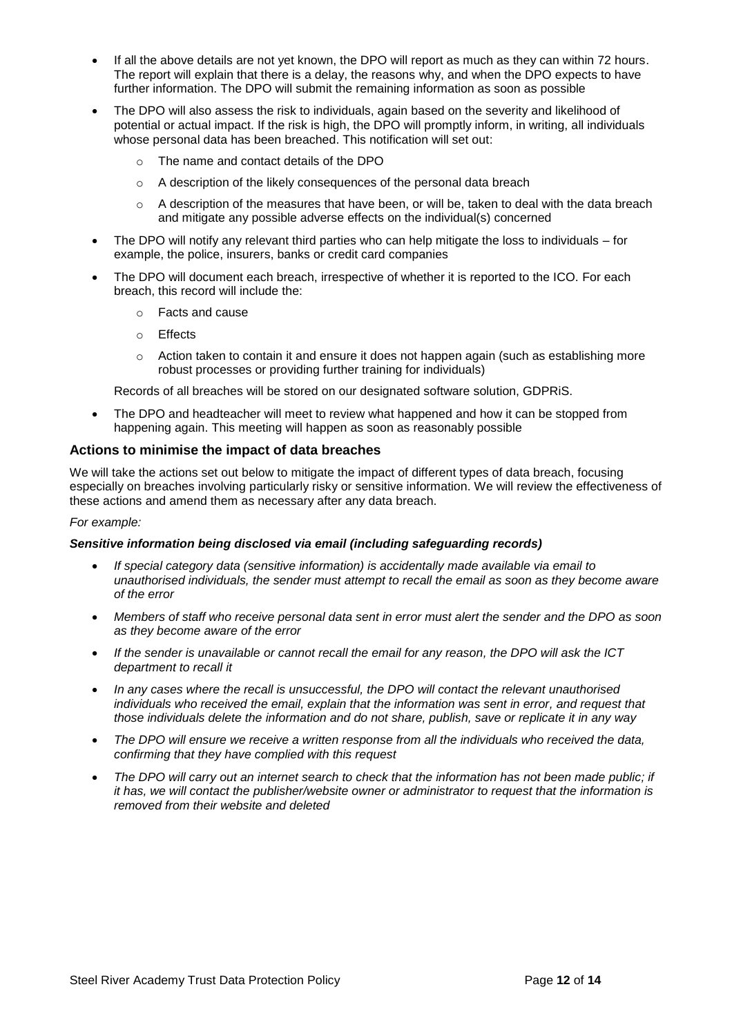- If all the above details are not yet known, the DPO will report as much as they can within 72 hours. The report will explain that there is a delay, the reasons why, and when the DPO expects to have further information. The DPO will submit the remaining information as soon as possible
- The DPO will also assess the risk to individuals, again based on the severity and likelihood of potential or actual impact. If the risk is high, the DPO will promptly inform, in writing, all individuals whose personal data has been breached. This notification will set out:
  - The name and contact details of the DPO
  - A description of the likely consequences of the personal data breach
  - A description of the measures that have been, or will be, taken to deal with the data breach and mitigate any possible adverse effects on the individual(s) concerned
- The DPO will notify any relevant third parties who can help mitigate the loss to individuals – for example, the police, insurers, banks or credit card companies
- The DPO will document each breach, irrespective of whether it is reported to the ICO. For each breach, this record will include the:
  - Facts and cause
  - Effects
  - Action taken to contain it and ensure it does not happen again (such as establishing more robust processes or providing further training for individuals)

  Records of all breaches will be stored on our designated software solution, GDPRiS.
- The DPO and headteacher will meet to review what happened and how it can be stopped from happening again. This meeting will happen as soon as reasonably possible

### Actions to minimise the impact of data breaches

We will take the actions set out below to mitigate the impact of different types of data breach, focusing especially on breaches involving particularly risky or sensitive information. We will review the effectiveness of these actions and amend them as necessary after any data breach.

*For example:*

***Sensitive information being disclosed via email (including safeguarding records)***

- *If special category data (sensitive information) is accidentally made available via email to unauthorised individuals, the sender must attempt to recall the email as soon as they become aware of the error*
- *Members of staff who receive personal data sent in error must alert the sender and the DPO as soon as they become aware of the error*
- *If the sender is unavailable or cannot recall the email for any reason, the DPO will ask the ICT department to recall it*
- *In any cases where the recall is unsuccessful, the DPO will contact the relevant unauthorised individuals who received the email, explain that the information was sent in error, and request that those individuals delete the information and do not share, publish, save or replicate it in any way*
- *The DPO will ensure we receive a written response from all the individuals who received the data, confirming that they have complied with this request*
- *The DPO will carry out an internet search to check that the information has not been made public; if it has, we will contact the publisher/website owner or administrator to request that the information is removed from their website and deleted*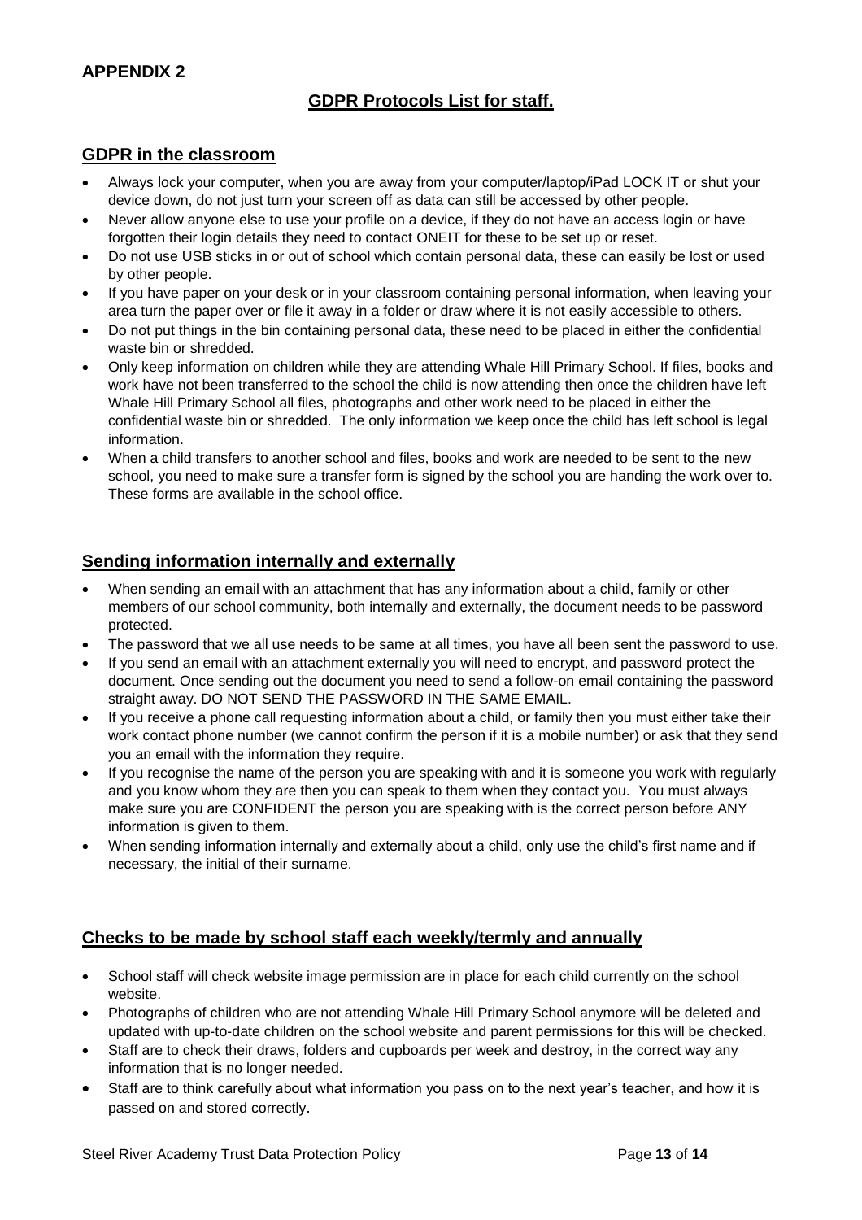## APPENDIX 2

### GDPR Protocols List for staff.

### GDPR in the classroom

- Always lock your computer, when you are away from your computer/laptop/iPad LOCK IT or shut your device down, do not just turn your screen off as data can still be accessed by other people.
- Never allow anyone else to use your profile on a device, if they do not have an access login or have forgotten their login details they need to contact ONEIT for these to be set up or reset.
- Do not use USB sticks in or out of school which contain personal data, these can easily be lost or used by other people.
- If you have paper on your desk or in your classroom containing personal information, when leaving your area turn the paper over or file it away in a folder or draw where it is not easily accessible to others.
- Do not put things in the bin containing personal data, these need to be placed in either the confidential waste bin or shredded.
- Only keep information on children while they are attending Whale Hill Primary School. If files, books and work have not been transferred to the school the child is now attending then once the children have left Whale Hill Primary School all files, photographs and other work need to be placed in either the confidential waste bin or shredded. The only information we keep once the child has left school is legal information.
- When a child transfers to another school and files, books and work are needed to be sent to the new school, you need to make sure a transfer form is signed by the school you are handing the work over to. These forms are available in the school office.

### Sending information internally and externally

- When sending an email with an attachment that has any information about a child, family or other members of our school community, both internally and externally, the document needs to be password protected.
- The password that we all use needs to be same at all times, you have all been sent the password to use.
- If you send an email with an attachment externally you will need to encrypt, and password protect the document. Once sending out the document you need to send a follow-on email containing the password straight away. DO NOT SEND THE PASSWORD IN THE SAME EMAIL.
- If you receive a phone call requesting information about a child, or family then you must either take their work contact phone number (we cannot confirm the person if it is a mobile number) or ask that they send you an email with the information they require.
- If you recognise the name of the person you are speaking with and it is someone you work with regularly and you know whom they are then you can speak to them when they contact you. You must always make sure you are CONFIDENT the person you are speaking with is the correct person before ANY information is given to them.
- When sending information internally and externally about a child, only use the child's first name and if necessary, the initial of their surname.

### Checks to be made by school staff each weekly/termly and annually

- School staff will check website image permission are in place for each child currently on the school website.
- Photographs of children who are not attending Whale Hill Primary School anymore will be deleted and updated with up-to-date children on the school website and parent permissions for this will be checked.
- Staff are to check their draws, folders and cupboards per week and destroy, in the correct way any information that is no longer needed.
- Staff are to think carefully about what information you pass on to the next year's teacher, and how it is passed on and stored correctly.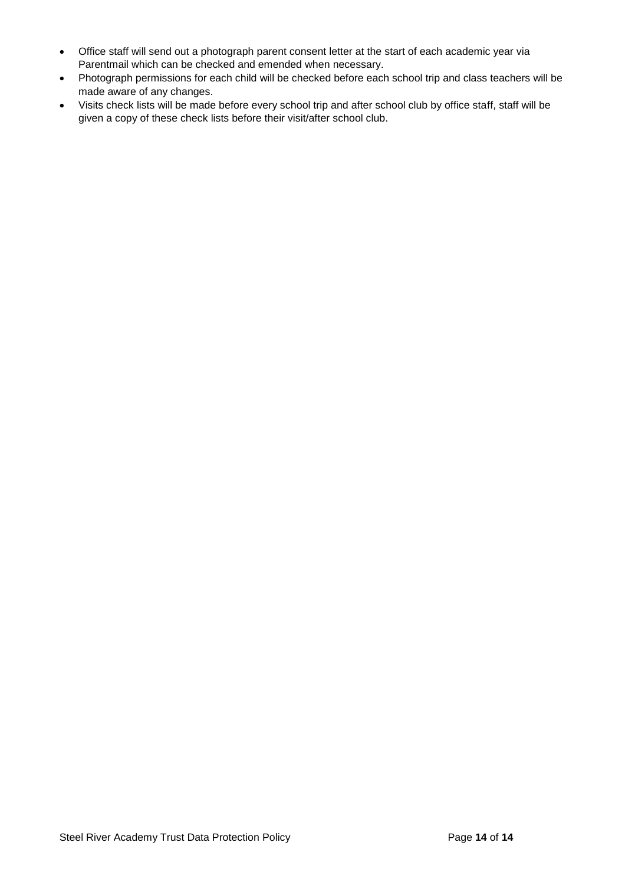- Office staff will send out a photograph parent consent letter at the start of each academic year via Parentmail which can be checked and emended when necessary.
- Photograph permissions for each child will be checked before each school trip and class teachers will be made aware of any changes.
- Visits check lists will be made before every school trip and after school club by office staff, staff will be given a copy of these check lists before their visit/after school club.